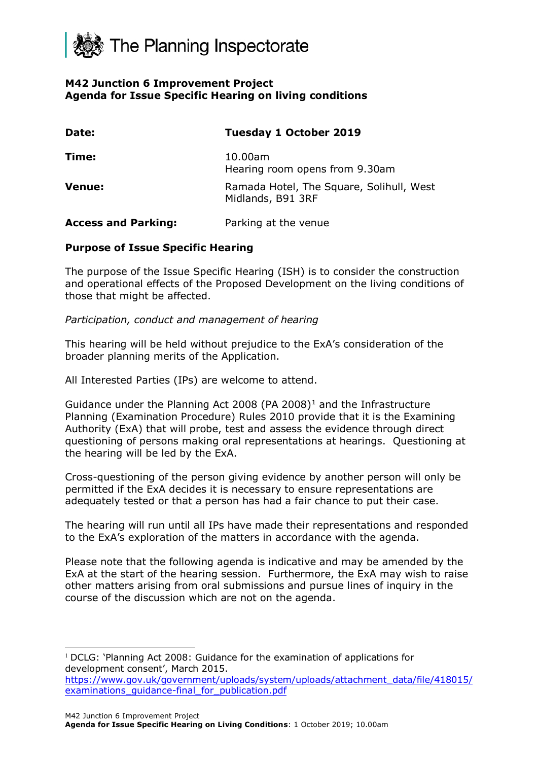The Planning Inspectorate

**M42 Junction 6 Improvement Project**
**Agenda for Issue Specific Hearing on living conditions**

| | |
|---|---|
| **Date:** | **Tuesday 1 October 2019** |
| **Time:** | 10.00am<br>Hearing room opens from 9.30am |
| **Venue:** | Ramada Hotel, The Square, Solihull, West Midlands, B91 3RF |
| **Access and Parking:** | Parking at the venue |

**Purpose of Issue Specific Hearing**

The purpose of the Issue Specific Hearing (ISH) is to consider the construction and operational effects of the Proposed Development on the living conditions of those that might be affected.

*Participation, conduct and management of hearing*

This hearing will be held without prejudice to the ExA's consideration of the broader planning merits of the Application.

All Interested Parties (IPs) are welcome to attend.

Guidance under the Planning Act 2008 (PA 2008)[1] and the Infrastructure Planning (Examination Procedure) Rules 2010 provide that it is the Examining Authority (ExA) that will probe, test and assess the evidence through direct questioning of persons making oral representations at hearings. Questioning at the hearing will be led by the ExA.

Cross-questioning of the person giving evidence by another person will only be permitted if the ExA decides it is necessary to ensure representations are adequately tested or that a person has had a fair chance to put their case.

The hearing will run until all IPs have made their representations and responded to the ExA's exploration of the matters in accordance with the agenda.

Please note that the following agenda is indicative and may be amended by the ExA at the start of the hearing session. Furthermore, the ExA may wish to raise other matters arising from oral submissions and pursue lines of inquiry in the course of the discussion which are not on the agenda.

[1] DCLG: 'Planning Act 2008: Guidance for the examination of applications for development consent', March 2015.
https://www.gov.uk/government/uploads/system/uploads/attachment_data/file/418015/examinations_guidance-final_for_publication.pdf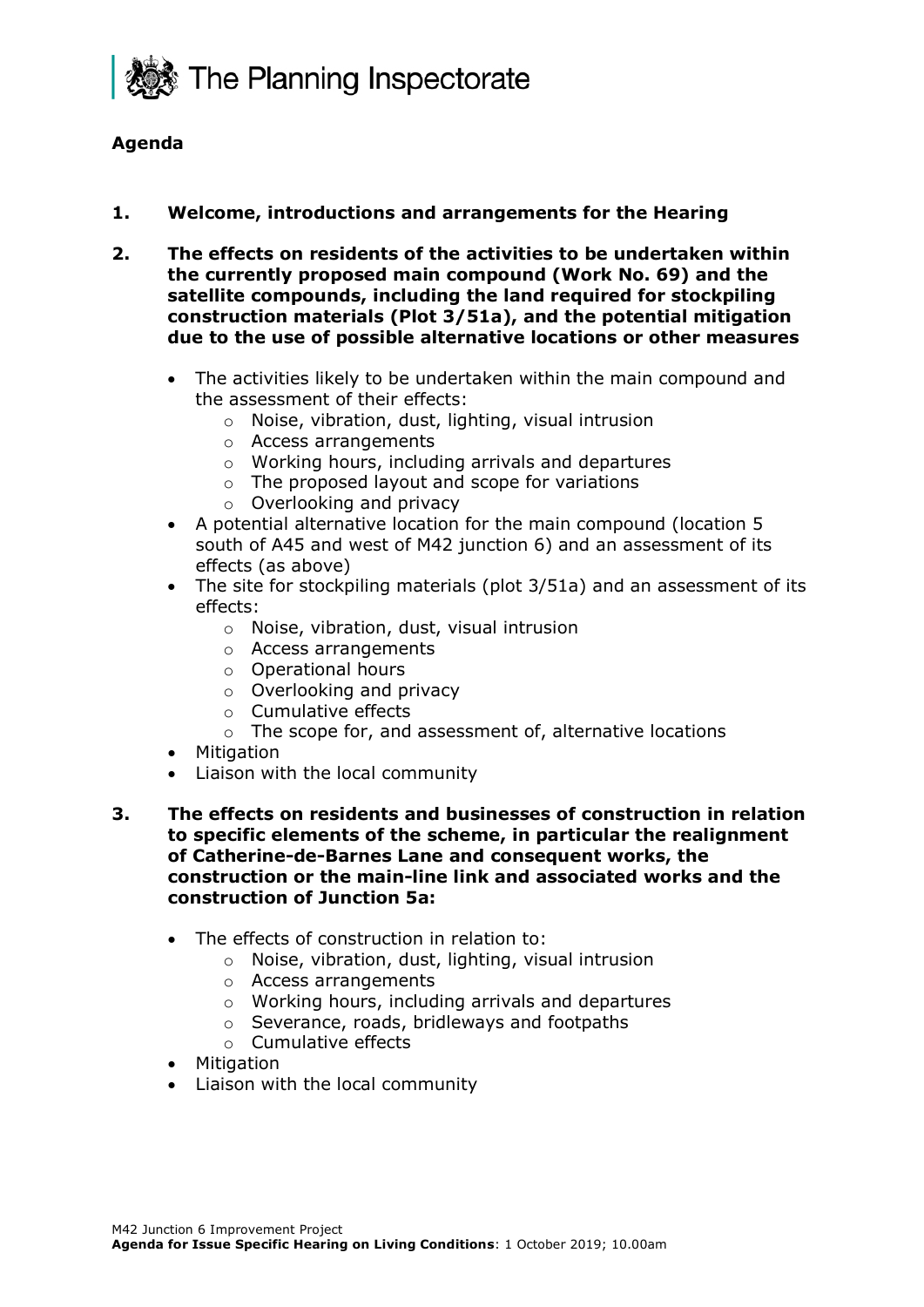## Agenda

1. **Welcome, introductions and arrangements for the Hearing**

2. **The effects on residents of the activities to be undertaken within the currently proposed main compound (Work No. 69) and the satellite compounds, including the land required for stockpiling construction materials (Plot 3/51a), and the potential mitigation due to the use of possible alternative locations or other measures**

   - The activities likely to be undertaken within the main compound and the assessment of their effects:
     - Noise, vibration, dust, lighting, visual intrusion
     - Access arrangements
     - Working hours, including arrivals and departures
     - The proposed layout and scope for variations
     - Overlooking and privacy
   - A potential alternative location for the main compound (location 5 south of A45 and west of M42 junction 6) and an assessment of its effects (as above)
   - The site for stockpiling materials (plot 3/51a) and an assessment of its effects:
     - Noise, vibration, dust, visual intrusion
     - Access arrangements
     - Operational hours
     - Overlooking and privacy
     - Cumulative effects
     - The scope for, and assessment of, alternative locations
   - Mitigation
   - Liaison with the local community

3. **The effects on residents and businesses of construction in relation to specific elements of the scheme, in particular the realignment of Catherine-de-Barnes Lane and consequent works, the construction or the main-line link and associated works and the construction of Junction 5a:**

   - The effects of construction in relation to:
     - Noise, vibration, dust, lighting, visual intrusion
     - Access arrangements
     - Working hours, including arrivals and departures
     - Severance, roads, bridleways and footpaths
     - Cumulative effects
   - Mitigation
   - Liaison with the local community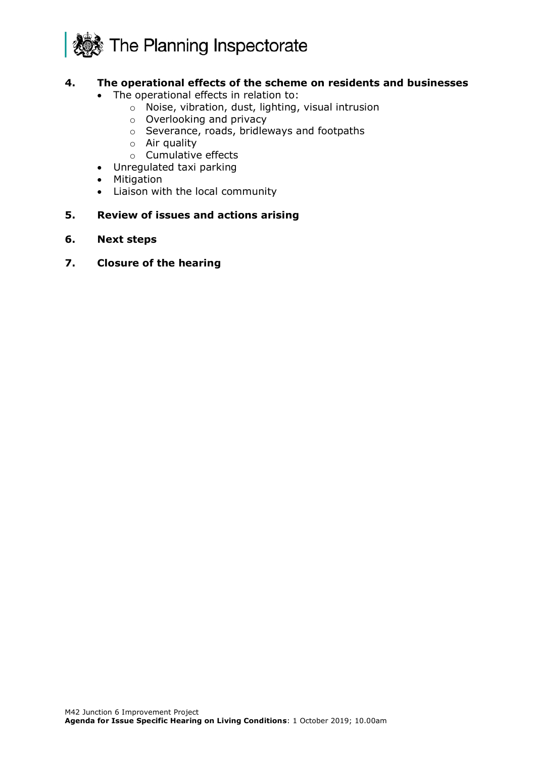**4. The operational effects of the scheme on residents and businesses**

- The operational effects in relation to:
  - Noise, vibration, dust, lighting, visual intrusion
  - Overlooking and privacy
  - Severance, roads, bridleways and footpaths
  - Air quality
  - Cumulative effects
- Unregulated taxi parking
- Mitigation
- Liaison with the local community

**5. Review of issues and actions arising**

**6. Next steps**

**7. Closure of the hearing**